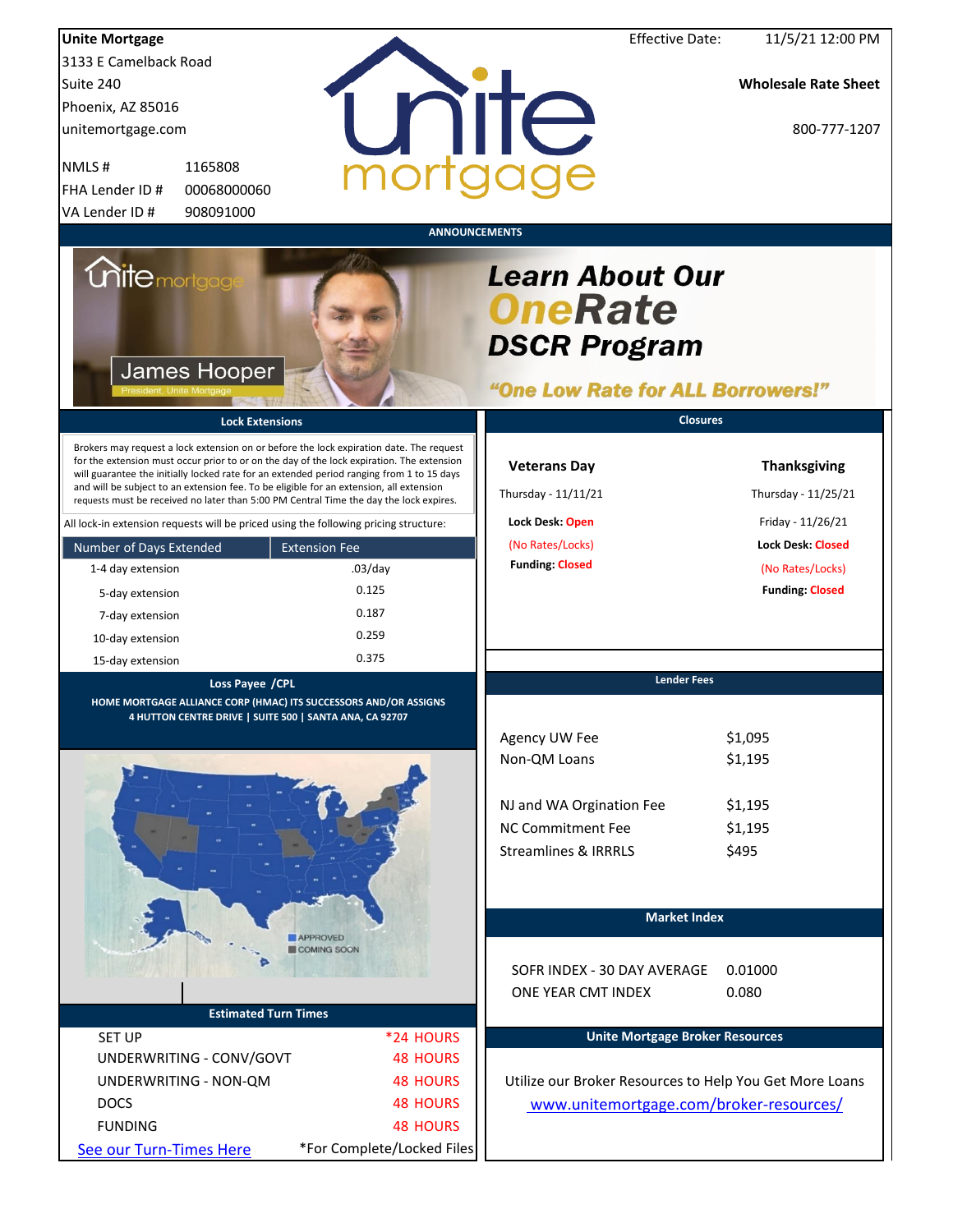**Unite Mortgage**
3133 E Camelback Road
Suite 240
Phoenix, AZ 85016
unitemortgage.com

NMLS # 1165808
FHA Lender ID # 00068000060
VA Lender ID # 908091000

Effective Date: 11/5/21 12:00 PM

**Wholesale Rate Sheet**

800-777-1207

## ANNOUNCEMENTS

James Hooper
President, Unite Mortgage

***Learn About Our OneRate DSCR Program***

***"One Low Rate for ALL Borrowers!"***

## Lock Extensions

Brokers may request a lock extension on or before the lock expiration date. The request for the extension must occur prior to or on the day of the lock expiration. The extension will guarantee the initially locked rate for an extended period ranging from 1 to 15 days and will be subject to an extension fee. To be eligible for an extension, all extension requests must be received no later than 5:00 PM Central Time the day the lock expires.

All lock-in extension requests will be priced using the following pricing structure:

| Number of Days Extended | Extension Fee |
|---|---|
| 1-4 day extension | .03/day |
| 5-day extension | 0.125 |
| 7-day extension | 0.187 |
| 10-day extension | 0.259 |
| 15-day extension | 0.375 |

## Closures

| Veterans Day | Thanksgiving |
|---|---|
| Thursday - 11/11/21 | Thursday - 11/25/21 |
| **Lock Desk:** Open | Friday - 11/26/21 |
| (No Rates/Locks) | **Lock Desk:** Closed |
| **Funding:** Closed | (No Rates/Locks) |
| | **Funding:** Closed |

## Loss Payee /CPL

**HOME MORTGAGE ALLIANCE CORP (HMAC) ITS SUCCESSORS AND/OR ASSIGNS**
**4 HUTTON CENTRE DRIVE | SUITE 500 | SANTA ANA, CA 92707**

APPROVED
COMING SOON

## Lender Fees

| | |
|---|---|
| Agency UW Fee | $1,095 |
| Non-QM Loans | $1,195 |
| NJ and WA Orgination Fee | $1,195 |
| NC Commitment Fee | $1,195 |
| Streamlines & IRRRLS | $495 |

## Market Index

| | |
|---|---|
| SOFR INDEX - 30 DAY AVERAGE | 0.01000 |
| ONE YEAR CMT INDEX | 0.080 |

## Estimated Turn Times

| | |
|---|---|
| SET UP | *24 HOURS |
| UNDERWRITING - CONV/GOVT | 48 HOURS |
| UNDERWRITING - NON-QM | 48 HOURS |
| DOCS | 48 HOURS |
| FUNDING | 48 HOURS |

See our Turn-Times Here

*For Complete/Locked Files

## Unite Mortgage Broker Resources

Utilize our Broker Resources to Help You Get More Loans
www.unitemortgage.com/broker-resources/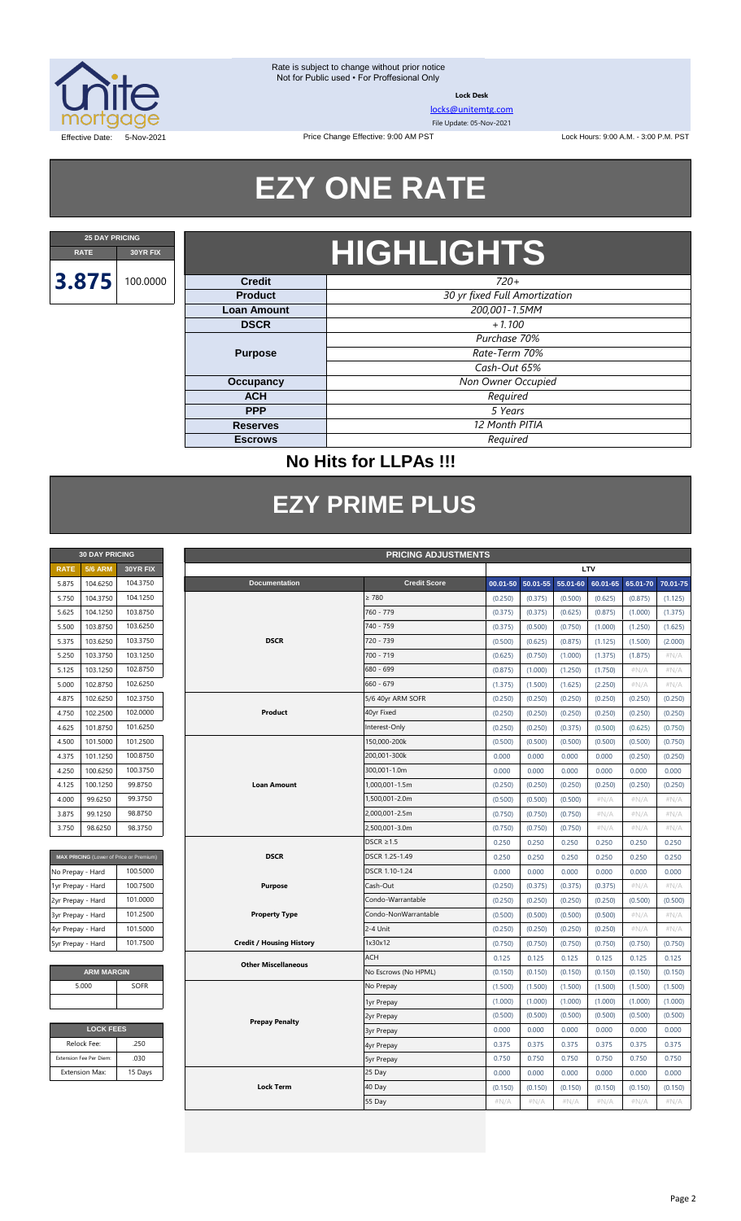Rate is subject to change without prior notice
Not for Public used • For Proffesional Only

**Lock Desk**

locks@unitemtg.com

File Update: 05-Nov-2021

Effective Date: 5-Nov-2021

Price Change Effective: 9:00 AM PST

Lock Hours: 9:00 A.M. - 3:00 P.M. PST

# EZY ONE RATE

| 25 DAY PRICING | |
|---|---|
| RATE | 30YR FIX |
| 3.875 | 100.0000 |

# HIGHLIGHTS

| | |
|---|---|
| **Credit** | 720+ |
| **Product** | 30 yr fixed Full Amortization |
| **Loan Amount** | 200,001-1.5MM |
| **DSCR** | +1.100 |
| **Purpose** | Purchase 70% |
| | Rate-Term 70% |
| | Cash-Out 65% |
| **Occupancy** | Non Owner Occupied |
| **ACH** | Required |
| **PPP** | 5 Years |
| **Reserves** | 12 Month PITIA |
| **Escrows** | Required |

## No Hits for LLPAs !!!

# EZY PRIME PLUS

| 30 DAY PRICING | | |
|---|---|---|
| RATE | 5/6 ARM | 30YR FIX |
| 5.875 | 104.6250 | 104.3750 |
| 5.750 | 104.3750 | 104.1250 |
| 5.625 | 104.1250 | 103.8750 |
| 5.500 | 103.8750 | 103.6250 |
| 5.375 | 103.6250 | 103.3750 |
| 5.250 | 103.3750 | 103.1250 |
| 5.125 | 103.1250 | 102.8750 |
| 5.000 | 102.8750 | 102.6250 |
| 4.875 | 102.6250 | 102.3750 |
| 4.750 | 102.2500 | 102.0000 |
| 4.625 | 101.8750 | 101.6250 |
| 4.500 | 101.5000 | 101.2500 |
| 4.375 | 101.1250 | 100.8750 |
| 4.250 | 100.6250 | 100.3750 |
| 4.125 | 100.1250 | 99.8750 |
| 4.000 | 99.6250 | 99.3750 |
| 3.875 | 99.1250 | 98.8750 |
| 3.750 | 98.6250 | 98.3750 |

| MAX PRICING (Lower of Price or Premium) | |
|---|---|
| No Prepay - Hard | 100.5000 |
| 1yr Prepay - Hard | 100.7500 |
| 2yr Prepay - Hard | 101.0000 |
| 3yr Prepay - Hard | 101.2500 |
| 4yr Prepay - Hard | 101.5000 |
| 5yr Prepay - Hard | 101.7500 |

| ARM MARGIN | |
|---|---|
| 5.000 | SOFR |

| LOCK FEES | |
|---|---|
| Relock Fee: | .250 |
| Extension Fee Per Diem: | .030 |
| Extension Max: | 15 Days |

| PRICING ADJUSTMENTS | | | | | | | |
|---|---|---|---|---|---|---|---|
| | | LTV | | | | | |
| Documentation | Credit Score | 00.01-50 | 50.01-55 | 55.01-60 | 60.01-65 | 65.01-70 | 70.01-75 |
| DSCR | ≥ 780 | (0.250) | (0.375) | (0.500) | (0.625) | (0.875) | (1.125) |
| | 760 - 779 | (0.375) | (0.375) | (0.625) | (0.875) | (1.000) | (1.375) |
| | 740 - 759 | (0.375) | (0.500) | (0.750) | (1.000) | (1.250) | (1.625) |
| | 720 - 739 | (0.500) | (0.625) | (0.875) | (1.125) | (1.500) | (2.000) |
| | 700 - 719 | (0.625) | (0.750) | (1.000) | (1.375) | (1.875) | #N/A |
| | 680 - 699 | (0.875) | (1.000) | (1.250) | (1.750) | #N/A | #N/A |
| | 660 - 679 | (1.375) | (1.500) | (1.625) | (2.250) | #N/A | #N/A |
| Product | 5/6 40yr ARM SOFR | (0.250) | (0.250) | (0.250) | (0.250) | (0.250) | (0.250) |
| | 40yr Fixed | (0.250) | (0.250) | (0.250) | (0.250) | (0.250) | (0.250) |
| | Interest-Only | (0.250) | (0.250) | (0.375) | (0.500) | (0.625) | (0.750) |
| Loan Amount | 150,000-200k | (0.500) | (0.500) | (0.500) | (0.500) | (0.500) | (0.750) |
| | 200,001-300k | 0.000 | 0.000 | 0.000 | 0.000 | (0.250) | (0.250) |
| | 300,001-1.0m | 0.000 | 0.000 | 0.000 | 0.000 | 0.000 | 0.000 |
| | 1,000,001-1.5m | (0.250) | (0.250) | (0.250) | (0.250) | (0.250) | (0.250) |
| | 1,500,001-2.0m | (0.500) | (0.500) | (0.500) | #N/A | #N/A | #N/A |
| | 2,000,001-2.5m | (0.750) | (0.750) | (0.750) | #N/A | #N/A | #N/A |
| | 2,500,001-3.0m | (0.750) | (0.750) | (0.750) | #N/A | #N/A | #N/A |
| DSCR | DSCR ≥1.5 | 0.250 | 0.250 | 0.250 | 0.250 | 0.250 | 0.250 |
| | DSCR 1.25-1.49 | 0.250 | 0.250 | 0.250 | 0.250 | 0.250 | 0.250 |
| | DSCR 1.10-1.24 | 0.000 | 0.000 | 0.000 | 0.000 | 0.000 | 0.000 |
| Purpose | Cash-Out | (0.250) | (0.375) | (0.375) | (0.375) | #N/A | #N/A |
| Property Type | Condo-Warrantable | (0.250) | (0.250) | (0.250) | (0.250) | (0.500) | (0.500) |
| | Condo-NonWarrantable | (0.500) | (0.500) | (0.500) | (0.500) | #N/A | #N/A |
| | 2-4 Unit | (0.250) | (0.250) | (0.250) | (0.250) | #N/A | #N/A |
| Credit / Housing History | 1x30x12 | (0.750) | (0.750) | (0.750) | (0.750) | (0.750) | (0.750) |
| Other Miscellaneous | ACH | 0.125 | 0.125 | 0.125 | 0.125 | 0.125 | 0.125 |
| | No Escrows (No HPML) | (0.150) | (0.150) | (0.150) | (0.150) | (0.150) | (0.150) |
| Prepay Penalty | No Prepay | (1.500) | (1.500) | (1.500) | (1.500) | (1.500) | (1.500) |
| | 1yr Prepay | (1.000) | (1.000) | (1.000) | (1.000) | (1.000) | (1.000) |
| | 2yr Prepay | (0.500) | (0.500) | (0.500) | (0.500) | (0.500) | (0.500) |
| | 3yr Prepay | 0.000 | 0.000 | 0.000 | 0.000 | 0.000 | 0.000 |
| | 4yr Prepay | 0.375 | 0.375 | 0.375 | 0.375 | 0.375 | 0.375 |
| | 5yr Prepay | 0.750 | 0.750 | 0.750 | 0.750 | 0.750 | 0.750 |
| Lock Term | 25 Day | 0.000 | 0.000 | 0.000 | 0.000 | 0.000 | 0.000 |
| | 40 Day | (0.150) | (0.150) | (0.150) | (0.150) | (0.150) | (0.150) |
| | 55 Day | #N/A | #N/A | #N/A | #N/A | #N/A | #N/A |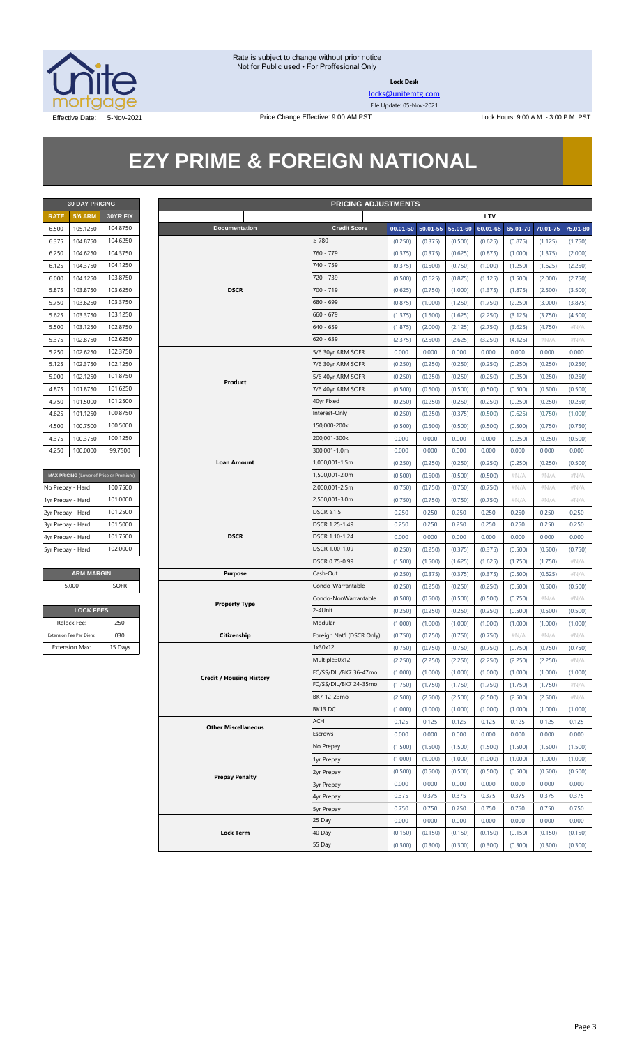Rate is subject to change without prior notice
Not for Public used • For Proffesional Only

**Lock Desk**

locks@unitemtg.com

File Update: 05-Nov-2021

Effective Date: 5-Nov-2021 | Price Change Effective: 9:00 AM PST | Lock Hours: 9:00 A.M. - 3:00 P.M. PST

# EZY PRIME & FOREIGN NATIONAL

| 30 DAY PRICING | | |
|---|---|---|
| RATE | 5/6 ARM | 30YR FIX |
| 6.500 | 105.1250 | 104.8750 |
| 6.375 | 104.8750 | 104.6250 |
| 6.250 | 104.6250 | 104.3750 |
| 6.125 | 104.3750 | 104.1250 |
| 6.000 | 104.1250 | 103.8750 |
| 5.875 | 103.8750 | 103.6250 |
| 5.750 | 103.6250 | 103.3750 |
| 5.625 | 103.3750 | 103.1250 |
| 5.500 | 103.1250 | 102.8750 |
| 5.375 | 102.8750 | 102.6250 |
| 5.250 | 102.6250 | 102.3750 |
| 5.125 | 102.3750 | 102.1250 |
| 5.000 | 102.1250 | 101.8750 |
| 4.875 | 101.8750 | 101.6250 |
| 4.750 | 101.5000 | 101.2500 |
| 4.625 | 101.1250 | 100.8750 |
| 4.500 | 100.7500 | 100.5000 |
| 4.375 | 100.3750 | 100.1250 |
| 4.250 | 100.0000 | 99.7500 |

| MAX PRICING (Lower of Price or Premium) | |
|---|---|
| No Prepay - Hard | 100.7500 |
| 1yr Prepay - Hard | 101.0000 |
| 2yr Prepay - Hard | 101.2500 |
| 3yr Prepay - Hard | 101.5000 |
| 4yr Prepay - Hard | 101.7500 |
| 5yr Prepay - Hard | 102.0000 |

| ARM MARGIN | |
|---|---|
| 5.000 | SOFR |

| LOCK FEES | |
|---|---|
| Relock Fee: | .250 |
| Extension Fee Per Diem: | .030 |
| Extension Max: | 15 Days |

| PRICING ADJUSTMENTS | | | | | | | | |
|---|---|---|---|---|---|---|---|---|
| | | LTV | | | | | | |
| Documentation | Credit Score | 00.01-50 | 50.01-55 | 55.01-60 | 60.01-65 | 65.01-70 | 70.01-75 | 75.01-80 |
| DSCR | ≥ 780 | (0.250) | (0.375) | (0.500) | (0.625) | (0.875) | (1.125) | (1.750) |
| | 760 - 779 | (0.375) | (0.375) | (0.625) | (0.875) | (1.000) | (1.375) | (2.000) |
| | 740 - 759 | (0.375) | (0.500) | (0.750) | (1.000) | (1.250) | (1.625) | (2.250) |
| | 720 - 739 | (0.500) | (0.625) | (0.875) | (1.125) | (1.500) | (2.000) | (2.750) |
| | 700 - 719 | (0.625) | (0.750) | (1.000) | (1.375) | (1.875) | (2.500) | (3.500) |
| | 680 - 699 | (0.875) | (1.000) | (1.250) | (1.750) | (2.250) | (3.000) | (3.875) |
| | 660 - 679 | (1.375) | (1.500) | (1.625) | (2.250) | (3.125) | (3.750) | (4.500) |
| | 640 - 659 | (1.875) | (2.000) | (2.125) | (2.750) | (3.625) | (4.750) | #N/A |
| | 620 - 639 | (2.375) | (2.500) | (2.625) | (3.250) | (4.125) | #N/A | #N/A |
| Product | 5/6 30yr ARM SOFR | 0.000 | 0.000 | 0.000 | 0.000 | 0.000 | 0.000 | 0.000 |
| | 7/6 30yr ARM SOFR | (0.250) | (0.250) | (0.250) | (0.250) | (0.250) | (0.250) | (0.250) |
| | 5/6 40yr ARM SOFR | (0.250) | (0.250) | (0.250) | (0.250) | (0.250) | (0.250) | (0.250) |
| | 7/6 40yr ARM SOFR | (0.500) | (0.500) | (0.500) | (0.500) | (0.500) | (0.500) | (0.500) |
| | 40yr Fixed | (0.250) | (0.250) | (0.250) | (0.250) | (0.250) | (0.250) | (0.250) |
| | Interest-Only | (0.250) | (0.250) | (0.375) | (0.500) | (0.625) | (0.750) | (1.000) |
| Loan Amount | 150,000-200k | (0.500) | (0.500) | (0.500) | (0.500) | (0.500) | (0.750) | (0.750) |
| | 200,001-300k | 0.000 | 0.000 | 0.000 | 0.000 | (0.250) | (0.250) | (0.500) |
| | 300,001-1.0m | 0.000 | 0.000 | 0.000 | 0.000 | 0.000 | 0.000 | 0.000 |
| | 1,000,001-1.5m | (0.250) | (0.250) | (0.250) | (0.250) | (0.250) | (0.250) | (0.500) |
| | 1,500,001-2.0m | (0.500) | (0.500) | (0.500) | (0.500) | #N/A | #N/A | #N/A |
| | 2,000,001-2.5m | (0.750) | (0.750) | (0.750) | (0.750) | #N/A | #N/A | #N/A |
| | 2,500,001-3.0m | (0.750) | (0.750) | (0.750) | (0.750) | #N/A | #N/A | #N/A |
| DSCR | DSCR ≥1.5 | 0.250 | 0.250 | 0.250 | 0.250 | 0.250 | 0.250 | 0.250 |
| | DSCR 1.25-1.49 | 0.250 | 0.250 | 0.250 | 0.250 | 0.250 | 0.250 | 0.250 |
| | DSCR 1.10-1.24 | 0.000 | 0.000 | 0.000 | 0.000 | 0.000 | 0.000 | 0.000 |
| | DSCR 1.00-1.09 | (0.250) | (0.250) | (0.375) | (0.375) | (0.500) | (0.500) | (0.750) |
| | DSCR 0.75-0.99 | (1.500) | (1.500) | (1.625) | (1.625) | (1.750) | (1.750) | #N/A |
| Purpose | Cash-Out | (0.250) | (0.375) | (0.375) | (0.375) | (0.500) | (0.625) | #N/A |
| Property Type | Condo-Warrantable | (0.250) | (0.250) | (0.250) | (0.250) | (0.500) | (0.500) | (0.500) |
| | Condo-NonWarrantable | (0.500) | (0.500) | (0.500) | (0.500) | (0.750) | #N/A | #N/A |
| | 2-4Unit | (0.250) | (0.250) | (0.250) | (0.250) | (0.500) | (0.500) | (0.500) |
| | Modular | (1.000) | (1.000) | (1.000) | (1.000) | (1.000) | (1.000) | (1.000) |
| Citizenship | Foreign Nat'l (DSCR Only) | (0.750) | (0.750) | (0.750) | (0.750) | #N/A | #N/A | #N/A |
| Credit / Housing History | 1x30x12 | (0.750) | (0.750) | (0.750) | (0.750) | (0.750) | (0.750) | (0.750) |
| | Multiple30x12 | (2.250) | (2.250) | (2.250) | (2.250) | (2.250) | (2.250) | #N/A |
| | FC/SS/DIL/BK7 36-47mo | (1.000) | (1.000) | (1.000) | (1.000) | (1.000) | (1.000) | (1.000) |
| | FC/SS/DIL/BK7 24-35mo | (1.750) | (1.750) | (1.750) | (1.750) | (1.750) | (1.750) | #N/A |
| | BK7 12-23mo | (2.500) | (2.500) | (2.500) | (2.500) | (2.500) | (2.500) | #N/A |
| | BK13 DC | (1.000) | (1.000) | (1.000) | (1.000) | (1.000) | (1.000) | (1.000) |
| Other Miscellaneous | ACH | 0.125 | 0.125 | 0.125 | 0.125 | 0.125 | 0.125 | 0.125 |
| | Escrows | 0.000 | 0.000 | 0.000 | 0.000 | 0.000 | 0.000 | 0.000 |
| Prepay Penalty | No Prepay | (1.500) | (1.500) | (1.500) | (1.500) | (1.500) | (1.500) | (1.500) |
| | 1yr Prepay | (1.000) | (1.000) | (1.000) | (1.000) | (1.000) | (1.000) | (1.000) |
| | 2yr Prepay | (0.500) | (0.500) | (0.500) | (0.500) | (0.500) | (0.500) | (0.500) |
| | 3yr Prepay | 0.000 | 0.000 | 0.000 | 0.000 | 0.000 | 0.000 | 0.000 |
| | 4yr Prepay | 0.375 | 0.375 | 0.375 | 0.375 | 0.375 | 0.375 | 0.375 |
| | 5yr Prepay | 0.750 | 0.750 | 0.750 | 0.750 | 0.750 | 0.750 | 0.750 |
| Lock Term | 25 Day | 0.000 | 0.000 | 0.000 | 0.000 | 0.000 | 0.000 | 0.000 |
| | 40 Day | (0.150) | (0.150) | (0.150) | (0.150) | (0.150) | (0.150) | (0.150) |
| | 55 Day | (0.300) | (0.300) | (0.300) | (0.300) | (0.300) | (0.300) | (0.300) |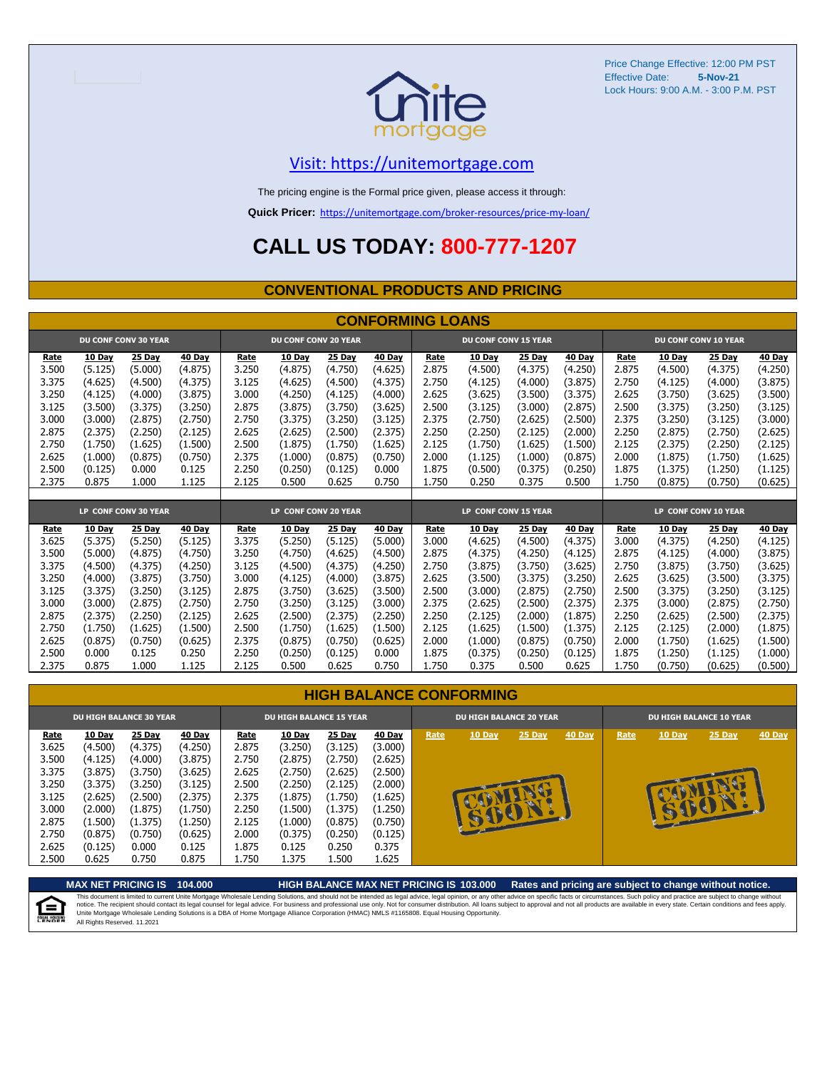Price Change Effective: 12:00 PM PST
Effective Date: **5-Nov-21**
Lock Hours: 9:00 A.M. - 3:00 P.M. PST

## Visit: https://unitemortgage.com

The pricing engine is the Formal price given, please access it through:

**Quick Pricer:** https://unitemortgage.com/broker-resources/price-my-loan/

# CALL US TODAY: 800-777-1207

## CONVENTIONAL PRODUCTS AND PRICING

### CONFORMING LOANS

| DU CONF CONV 30 YEAR | | | | DU CONF CONV 20 YEAR | | | | DU CONF CONV 15 YEAR | | | | DU CONF CONV 10 YEAR | | | |
|---|---|---|---|---|---|---|---|---|---|---|---|---|---|---|---|
| Rate | 10 Day | 25 Day | 40 Day | Rate | 10 Day | 25 Day | 40 Day | Rate | 10 Day | 25 Day | 40 Day | Rate | 10 Day | 25 Day | 40 Day |
| 3.500 | (5.125) | (5.000) | (4.875) | 3.250 | (4.875) | (4.750) | (4.625) | 2.875 | (4.500) | (4.375) | (4.250) | 2.875 | (4.500) | (4.375) | (4.250) |
| 3.375 | (4.625) | (4.500) | (4.375) | 3.125 | (4.625) | (4.500) | (4.375) | 2.750 | (4.125) | (4.000) | (3.875) | 2.750 | (4.125) | (4.000) | (3.875) |
| 3.250 | (4.125) | (4.000) | (3.875) | 3.000 | (4.250) | (4.125) | (4.000) | 2.625 | (3.625) | (3.500) | (3.375) | 2.625 | (3.750) | (3.625) | (3.500) |
| 3.125 | (3.500) | (3.375) | (3.250) | 2.875 | (3.875) | (3.750) | (3.625) | 2.500 | (3.125) | (3.000) | (2.875) | 2.500 | (3.375) | (3.250) | (3.125) |
| 3.000 | (3.000) | (2.875) | (2.750) | 2.750 | (3.375) | (3.250) | (3.125) | 2.375 | (2.750) | (2.625) | (2.500) | 2.375 | (3.250) | (3.125) | (3.000) |
| 2.875 | (2.375) | (2.250) | (2.125) | 2.625 | (2.625) | (2.500) | (2.375) | 2.250 | (2.250) | (2.125) | (2.000) | 2.250 | (2.875) | (2.750) | (2.625) |
| 2.750 | (1.750) | (1.625) | (1.500) | 2.500 | (1.875) | (1.750) | (1.625) | 2.125 | (1.750) | (1.625) | (1.500) | 2.125 | (2.375) | (2.250) | (2.125) |
| 2.625 | (1.000) | (0.875) | (0.750) | 2.375 | (1.000) | (0.875) | (0.750) | 2.000 | (1.125) | (1.000) | (0.875) | 2.000 | (1.875) | (1.750) | (1.625) |
| 2.500 | (0.125) | 0.000 | 0.125 | 2.250 | (0.250) | (0.125) | 0.000 | 1.875 | (0.500) | (0.375) | (0.250) | 1.875 | (1.375) | (1.250) | (1.125) |
| 2.375 | 0.875 | 1.000 | 1.125 | 2.125 | 0.500 | 0.625 | 0.750 | 1.750 | 0.250 | 0.375 | 0.500 | 1.750 | (0.875) | (0.750) | (0.625) |

| LP CONF CONV 30 YEAR | | | | LP CONF CONV 20 YEAR | | | | LP CONF CONV 15 YEAR | | | | LP CONF CONV 10 YEAR | | | |
|---|---|---|---|---|---|---|---|---|---|---|---|---|---|---|---|
| Rate | 10 Day | 25 Day | 40 Day | Rate | 10 Day | 25 Day | 40 Day | Rate | 10 Day | 25 Day | 40 Day | Rate | 10 Day | 25 Day | 40 Day |
| 3.625 | (5.375) | (5.250) | (5.125) | 3.375 | (5.250) | (5.125) | (5.000) | 3.000 | (4.625) | (4.500) | (4.375) | 3.000 | (4.375) | (4.250) | (4.125) |
| 3.500 | (5.000) | (4.875) | (4.750) | 3.250 | (4.750) | (4.625) | (4.500) | 2.875 | (4.375) | (4.250) | (4.125) | 2.875 | (4.125) | (4.000) | (3.875) |
| 3.375 | (4.500) | (4.375) | (4.250) | 3.125 | (4.500) | (4.375) | (4.250) | 2.750 | (3.875) | (3.750) | (3.625) | 2.750 | (3.875) | (3.750) | (3.625) |
| 3.250 | (4.000) | (3.875) | (3.750) | 3.000 | (4.125) | (4.000) | (3.875) | 2.625 | (3.500) | (3.375) | (3.250) | 2.625 | (3.625) | (3.500) | (3.375) |
| 3.125 | (3.375) | (3.250) | (3.125) | 2.875 | (3.750) | (3.625) | (3.500) | 2.500 | (3.000) | (2.875) | (2.750) | 2.500 | (3.375) | (3.250) | (3.125) |
| 3.000 | (3.000) | (2.875) | (2.750) | 2.750 | (3.250) | (3.125) | (3.000) | 2.375 | (2.625) | (2.500) | (2.375) | 2.375 | (3.000) | (2.875) | (2.750) |
| 2.875 | (2.375) | (2.250) | (2.125) | 2.625 | (2.500) | (2.375) | (2.250) | 2.250 | (2.125) | (2.000) | (1.875) | 2.250 | (2.625) | (2.500) | (2.375) |
| 2.750 | (1.750) | (1.625) | (1.500) | 2.500 | (1.750) | (1.625) | (1.500) | 2.125 | (1.625) | (1.500) | (1.375) | 2.125 | (2.125) | (2.000) | (1.875) |
| 2.625 | (0.875) | (0.750) | (0.625) | 2.375 | (0.875) | (0.750) | (0.625) | 2.000 | (1.000) | (0.875) | (0.750) | 2.000 | (1.750) | (1.625) | (1.500) |
| 2.500 | 0.000 | 0.125 | 0.250 | 2.250 | (0.250) | (0.125) | 0.000 | 1.875 | (0.375) | (0.250) | (0.125) | 1.875 | (1.250) | (1.125) | (1.000) |
| 2.375 | 0.875 | 1.000 | 1.125 | 2.125 | 0.500 | 0.625 | 0.750 | 1.750 | 0.375 | 0.500 | 0.625 | 1.750 | (0.750) | (0.625) | (0.500) |

### HIGH BALANCE CONFORMING

| DU HIGH BALANCE 30 YEAR | | | | DU HIGH BALANCE 15 YEAR | | | | DU HIGH BALANCE 20 YEAR | | | | DU HIGH BALANCE 10 YEAR | | | |
|---|---|---|---|---|---|---|---|---|---|---|---|---|---|---|---|
| Rate | 10 Day | 25 Day | 40 Day | Rate | 10 Day | 25 Day | 40 Day | Rate | 10 Day | 25 Day | 40 Day | Rate | 10 Day | 25 Day | 40 Day |
| 3.625 | (4.500) | (4.375) | (4.250) | 2.875 | (3.250) | (3.125) | (3.000) | COMING SOON! | | | | COMING SOON! | | | |
| 3.500 | (4.125) | (4.000) | (3.875) | 2.750 | (2.875) | (2.750) | (2.625) | | | | | | | | |
| 3.375 | (3.875) | (3.750) | (3.625) | 2.625 | (2.750) | (2.625) | (2.500) | | | | | | | | |
| 3.250 | (3.375) | (3.250) | (3.125) | 2.500 | (2.250) | (2.125) | (2.000) | | | | | | | | |
| 3.125 | (2.625) | (2.500) | (2.375) | 2.375 | (1.875) | (1.750) | (1.625) | | | | | | | | |
| 3.000 | (2.000) | (1.875) | (1.750) | 2.250 | (1.500) | (1.375) | (1.250) | | | | | | | | |
| 2.875 | (1.500) | (1.375) | (1.250) | 2.125 | (1.000) | (0.875) | (0.750) | | | | | | | | |
| 2.750 | (0.875) | (0.750) | (0.625) | 2.000 | (0.375) | (0.250) | (0.125) | | | | | | | | |
| 2.625 | (0.125) | 0.000 | 0.125 | 1.875 | 0.125 | 0.250 | 0.375 | | | | | | | | |
| 2.500 | 0.625 | 0.750 | 0.875 | 1.750 | 1.375 | 1.500 | 1.625 | | | | | | | | |

**MAX NET PRICING IS 104.000** **HIGH BALANCE MAX NET PRICING IS 103.000** **Rates and pricing are subject to change without notice.**

This document is limited to current Unite Mortgage Wholesale Lending Solutions, and should not be intended as legal advice, legal opinion, or any other advice on specific facts or circumstances. Such policy and practice are subject to change without notice. The recipient should contact its legal counsel for legal advice. For business and professional use only. Not for consumer distribution. All loans subject to approval and not all products are available in every state. Certain conditions and fees apply. Unite Mortgage Wholesale Lending Solutions is a DBA of Home Mortgage Alliance Corporation (HMAC) NMLS #1165808. Equal Housing Opportunity.
All Rights Reserved. 11.2021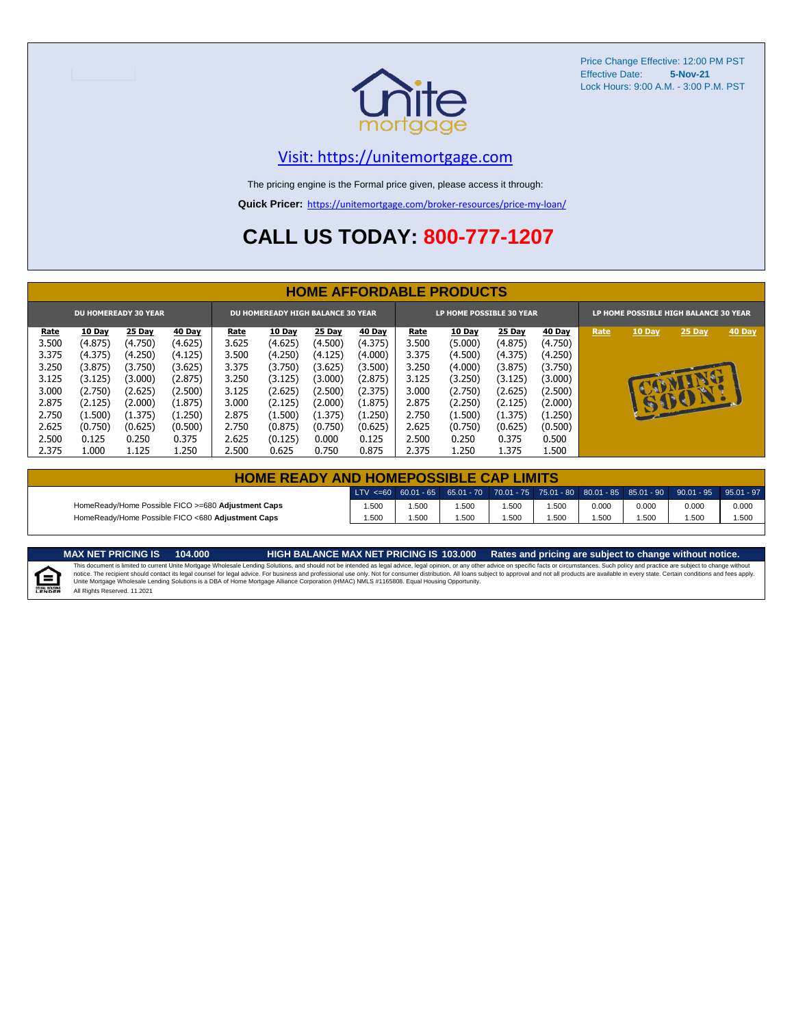Price Change Effective: 12:00 PM PST
Effective Date: **5-Nov-21**
Lock Hours: 9:00 A.M. - 3:00 P.M. PST

unite mortgage

Visit: https://unitemortgage.com

The pricing engine is the Formal price given, please access it through:

**Quick Pricer:** https://unitemortgage.com/broker-resources/price-my-loan/

# CALL US TODAY: 800-777-1207

## HOME AFFORDABLE PRODUCTS

| DU HOMEREADY 30 YEAR | | | | DU HOMEREADY HIGH BALANCE 30 YEAR | | | | LP HOME POSSIBLE 30 YEAR | | | | LP HOME POSSIBLE HIGH BALANCE 30 YEAR | | | |
|---|---|---|---|---|---|---|---|---|---|---|---|---|---|---|---|
| Rate | 10 Day | 25 Day | 40 Day | Rate | 10 Day | 25 Day | 40 Day | Rate | 10 Day | 25 Day | 40 Day | Rate | 10 Day | 25 Day | 40 Day |
| 3.500 | (4.875) | (4.750) | (4.625) | 3.625 | (4.625) | (4.500) | (4.375) | 3.500 | (5.000) | (4.875) | (4.750) | COMING SOON! | | | |
| 3.375 | (4.375) | (4.250) | (4.125) | 3.500 | (4.250) | (4.125) | (4.000) | 3.375 | (4.500) | (4.375) | (4.250) | | | | |
| 3.250 | (3.875) | (3.750) | (3.625) | 3.375 | (3.750) | (3.625) | (3.500) | 3.250 | (4.000) | (3.875) | (3.750) | | | | |
| 3.125 | (3.125) | (3.000) | (2.875) | 3.250 | (3.125) | (3.000) | (2.875) | 3.125 | (3.250) | (3.125) | (3.000) | | | | |
| 3.000 | (2.750) | (2.625) | (2.500) | 3.125 | (2.625) | (2.500) | (2.375) | 3.000 | (2.750) | (2.625) | (2.500) | | | | |
| 2.875 | (2.125) | (2.000) | (1.875) | 3.000 | (2.125) | (2.000) | (1.875) | 2.875 | (2.250) | (2.125) | (2.000) | | | | |
| 2.750 | (1.500) | (1.375) | (1.250) | 2.875 | (1.500) | (1.375) | (1.250) | 2.750 | (1.500) | (1.375) | (1.250) | | | | |
| 2.625 | (0.750) | (0.625) | (0.500) | 2.750 | (0.875) | (0.750) | (0.625) | 2.625 | (0.750) | (0.625) | (0.500) | | | | |
| 2.500 | 0.125 | 0.250 | 0.375 | 2.625 | (0.125) | 0.000 | 0.125 | 2.500 | 0.250 | 0.375 | 0.500 | | | | |
| 2.375 | 1.000 | 1.125 | 1.250 | 2.500 | 0.625 | 0.750 | 0.875 | 2.375 | 1.250 | 1.375 | 1.500 | | | | |

## HOME READY AND HOMEPOSSIBLE CAP LIMITS

| | LTV <=60 | 60.01 - 65 | 65.01 - 70 | 70.01 - 75 | 75.01 - 80 | 80.01 - 85 | 85.01 - 90 | 90.01 - 95 | 95.01 - 97 |
|---|---|---|---|---|---|---|---|---|---|
| HomeReady/Home Possible FICO >=680 **Adjustment Caps** | 1.500 | 1.500 | 1.500 | 1.500 | 1.500 | 0.000 | 0.000 | 0.000 | 0.000 |
| HomeReady/Home Possible FICO <680 **Adjustment Caps** | 1.500 | 1.500 | 1.500 | 1.500 | 1.500 | 1.500 | 1.500 | 1.500 | 1.500 |

**MAX NET PRICING IS 104.000** **HIGH BALANCE MAX NET PRICING IS 103.000** **Rates and pricing are subject to change without notice.**

This document is limited to current Unite Mortgage Wholesale Lending Solutions, and should not be intended as legal advice, legal opinion, or any other advice on specific facts or circumstances. Such policy and practice are subject to change without notice. The recipient should contact its legal counsel for legal advice. For business and professional use only. Not for consumer distribution. All loans subject to approval and not all products are available in every state. Certain conditions and fees apply. Unite Mortgage Wholesale Lending Solutions is a DBA of Home Mortgage Alliance Corporation (HMAC) NMLS #1165808. Equal Housing Opportunity.
All Rights Reserved. 11.2021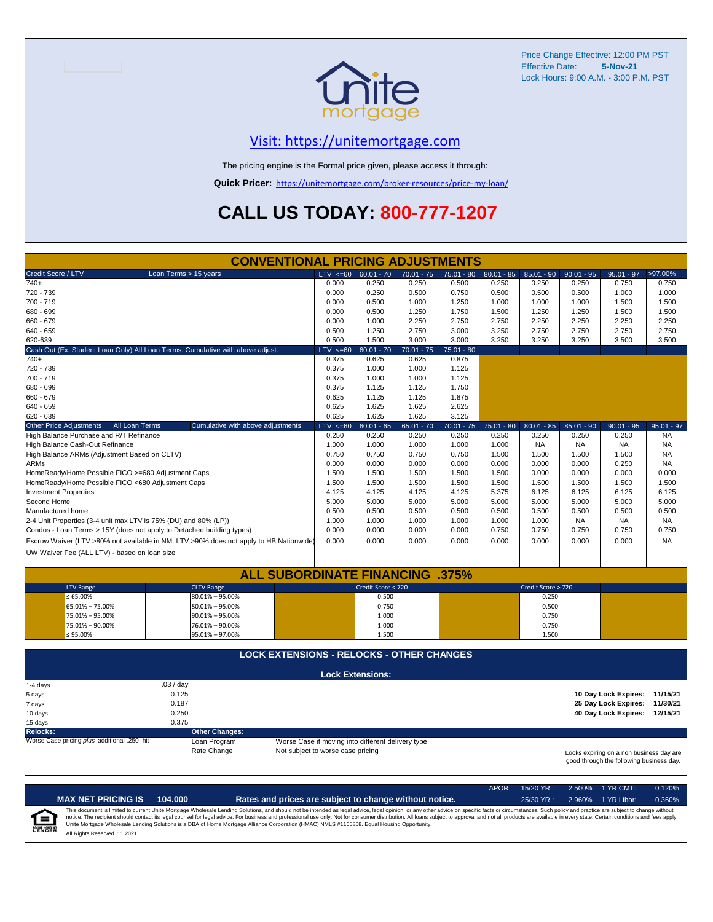Price Change Effective: 12:00 PM PST
Effective Date: **5-Nov-21**
Lock Hours: 9:00 A.M. - 3:00 P.M. PST

## Visit: https://unitemortgage.com

The pricing engine is the Formal price given, please access it through:

**Quick Pricer:** https://unitemortgage.com/broker-resources/price-my-loan/

# CALL US TODAY: 800-777-1207

## CONVENTIONAL PRICING ADJUSTMENTS

| Credit Score / LTV — Loan Terms > 15 years | LTV <=60 | 60.01 - 70 | 70.01 - 75 | 75.01 - 80 | 80.01 - 85 | 85.01 - 90 | 90.01 - 95 | 95.01 - 97 | >97.00% |
|---|---|---|---|---|---|---|---|---|---|
| 740+ | 0.000 | 0.250 | 0.250 | 0.500 | 0.250 | 0.250 | 0.250 | 0.750 | 0.750 |
| 720 - 739 | 0.000 | 0.250 | 0.500 | 0.750 | 0.500 | 0.500 | 0.500 | 1.000 | 1.000 |
| 700 - 719 | 0.000 | 0.500 | 1.000 | 1.250 | 1.000 | 1.000 | 1.000 | 1.500 | 1.500 |
| 680 - 699 | 0.000 | 0.500 | 1.250 | 1.750 | 1.500 | 1.250 | 1.250 | 1.500 | 1.500 |
| 660 - 679 | 0.000 | 1.000 | 2.250 | 2.750 | 2.750 | 2.250 | 2.250 | 2.250 | 2.250 |
| 640 - 659 | 0.500 | 1.250 | 2.750 | 3.000 | 3.250 | 2.750 | 2.750 | 2.750 | 2.750 |
| 620-639 | 0.500 | 1.500 | 3.000 | 3.000 | 3.250 | 3.250 | 3.250 | 3.500 | 3.500 |

| Cash Out (Ex. Student Loan Only) All Loan Terms. Cumulative with above adjust. | LTV <=60 | 60.01 - 70 | 70.01 - 75 | 75.01 - 80 |
|---|---|---|---|---|
| 740+ | 0.375 | 0.625 | 0.625 | 0.875 |
| 720 - 739 | 0.375 | 1.000 | 1.000 | 1.125 |
| 700 - 719 | 0.375 | 1.000 | 1.000 | 1.125 |
| 680 - 699 | 0.375 | 1.125 | 1.125 | 1.750 |
| 660 - 679 | 0.625 | 1.125 | 1.125 | 1.875 |
| 640 - 659 | 0.625 | 1.625 | 1.625 | 2.625 |
| 620 - 639 | 0.625 | 1.625 | 1.625 | 3.125 |

| Other Price Adjustments — All Loan Terms — Cumulative with above adjustments | LTV <=60 | 60.01 - 65 | 65.01 - 70 | 70.01 - 75 | 75.01 - 80 | 80.01 - 85 | 85.01 - 90 | 90.01 - 95 | 95.01 - 97 |
|---|---|---|---|---|---|---|---|---|---|
| High Balance Purchase and R/T Refinance | 0.250 | 0.250 | 0.250 | 0.250 | 0.250 | 0.250 | 0.250 | 0.250 | NA |
| High Balance Cash-Out Refinance | 1.000 | 1.000 | 1.000 | 1.000 | 1.000 | NA | NA | NA | NA |
| High Balance ARMs (Adjustment Based on CLTV) | 0.750 | 0.750 | 0.750 | 0.750 | 1.500 | 1.500 | 1.500 | 1.500 | NA |
| ARMs | 0.000 | 0.000 | 0.000 | 0.000 | 0.000 | 0.000 | 0.000 | 0.250 | NA |
| HomeReady/Home Possible FICO >=680 Adjustment Caps | 1.500 | 1.500 | 1.500 | 1.500 | 1.500 | 0.000 | 0.000 | 0.000 | 0.000 |
| HomeReady/Home Possible FICO <680 Adjustment Caps | 1.500 | 1.500 | 1.500 | 1.500 | 1.500 | 1.500 | 1.500 | 1.500 | 1.500 |
| Investment Properties | 4.125 | 4.125 | 4.125 | 4.125 | 5.375 | 6.125 | 6.125 | 6.125 | 6.125 |
| Second Home | 5.000 | 5.000 | 5.000 | 5.000 | 5.000 | 5.000 | 5.000 | 5.000 | 5.000 |
| Manufactured home | 0.500 | 0.500 | 0.500 | 0.500 | 0.500 | 0.500 | 0.500 | 0.500 | 0.500 |
| 2-4 Unit Properties (3-4 unit max LTV is 75% (DU) and 80% (LP)) | 1.000 | 1.000 | 1.000 | 1.000 | 1.000 | 1.000 | NA | NA | NA |
| Condos - Loan Terms > 15Y (does not apply to Detached building types) | 0.000 | 0.000 | 0.000 | 0.000 | 0.750 | 0.750 | 0.750 | 0.750 | 0.750 |
| Escrow Waiver (LTV >80% not available in NM, LTV >90% does not apply to HB Nationwide) | 0.000 | 0.000 | 0.000 | 0.000 | 0.000 | 0.000 | 0.000 | 0.000 | NA |
| UW Waiver Fee (ALL LTV) - based on loan size | | | | | | | | | |

## ALL SUBORDINATE FINANCING .375%

| LTV Range | CLTV Range | Credit Score < 720 | Credit Score > 720 |
|---|---|---|---|
| ≤ 65.00% | 80.01% – 95.00% | 0.500 | 0.250 |
| 65.01% – 75.00% | 80.01% – 95.00% | 0.750 | 0.500 |
| 75.01% – 95.00% | 90.01% – 95.00% | 1.000 | 0.750 |
| 75.01% – 90.00% | 76.01% – 90.00% | 1.000 | 0.750 |
| ≤ 95.00% | 95.01% – 97.00% | 1.500 | 1.500 |

## LOCK EXTENSIONS - RELOCKS - OTHER CHANGES

### Lock Extensions:

| | |
|---|---|
| 1-4 days | .03 / day |
| 5 days | 0.125 |
| 7 days | 0.187 |
| 10 days | 0.250 |
| 15 days | 0.375 |

| | |
|---|---|
| 10 Day Lock Expires: | 11/15/21 |
| 25 Day Lock Expires: | 11/30/21 |
| 40 Day Lock Expires: | 12/15/21 |

**Relocks:**
Worse Case pricing *plus* additional .250 hit

**Other Changes:**

| | |
|---|---|
| Loan Program | Worse Case if moving into different delivery type |
| Rate Change | Not subject to worse case pricing |

Locks expiring on a non business day are good through the following business day.

| APOR: | 15/20 YR.: | 2.500% | 1 YR CMT: | 0.120% |
|---|---|---|---|---|
| | 25/30 YR.: | 2.960% | 1 YR Libor: | 0.360% |

**MAX NET PRICING IS 104.000** — **Rates and prices are subject to change without notice.**

This document is limited to current Unite Mortgage Wholesale Lending Solutions, and should not be intended as legal advice, legal opinion, or any other advice on specific facts or circumstances. Such policy and practice are subject to change without notice. The recipient should contact its legal counsel for legal advice. For business and professional use only. Not for consumer distribution. All loans subject to approval and not all products are available in every state. Certain conditions and fees apply. Unite Mortgage Wholesale Lending Solutions is a DBA of Home Mortgage Alliance Corporation (HMAC) NMLS #1165808. Equal Housing Opportunity.

All Rights Reserved. 11.2021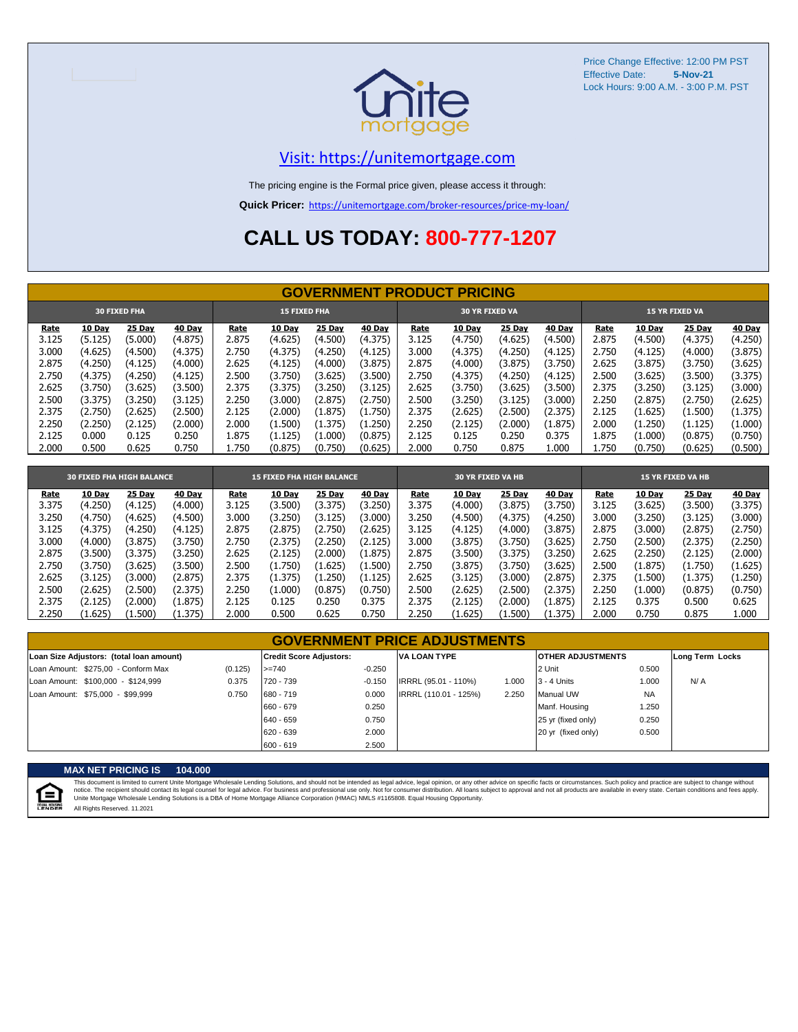Price Change Effective: 12:00 PM PST
Effective Date: **5-Nov-21**
Lock Hours: 9:00 A.M. - 3:00 P.M. PST

Visit: https://unitemortgage.com

The pricing engine is the Formal price given, please access it through:

**Quick Pricer:** https://unitemortgage.com/broker-resources/price-my-loan/

# CALL US TODAY: 800-777-1207

## GOVERNMENT PRODUCT PRICING

| 30 FIXED FHA | | | | 15 FIXED FHA | | | | 30 YR FIXED VA | | | | 15 YR FIXED VA | | | |
|---|---|---|---|---|---|---|---|---|---|---|---|---|---|---|---|
| Rate | 10 Day | 25 Day | 40 Day | Rate | 10 Day | 25 Day | 40 Day | Rate | 10 Day | 25 Day | 40 Day | Rate | 10 Day | 25 Day | 40 Day |
| 3.125 | (5.125) | (5.000) | (4.875) | 2.875 | (4.625) | (4.500) | (4.375) | 3.125 | (4.750) | (4.625) | (4.500) | 2.875 | (4.500) | (4.375) | (4.250) |
| 3.000 | (4.625) | (4.500) | (4.375) | 2.750 | (4.375) | (4.250) | (4.125) | 3.000 | (4.375) | (4.250) | (4.125) | 2.750 | (4.125) | (4.000) | (3.875) |
| 2.875 | (4.250) | (4.125) | (4.000) | 2.625 | (4.125) | (4.000) | (3.875) | 2.875 | (4.000) | (3.875) | (3.750) | 2.625 | (3.875) | (3.750) | (3.625) |
| 2.750 | (4.375) | (4.250) | (4.125) | 2.500 | (3.750) | (3.625) | (3.500) | 2.750 | (4.375) | (4.250) | (4.125) | 2.500 | (3.625) | (3.500) | (3.375) |
| 2.625 | (3.750) | (3.625) | (3.500) | 2.375 | (3.375) | (3.250) | (3.125) | 2.625 | (3.750) | (3.625) | (3.500) | 2.375 | (3.250) | (3.125) | (3.000) |
| 2.500 | (3.375) | (3.250) | (3.125) | 2.250 | (3.000) | (2.875) | (2.750) | 2.500 | (3.250) | (3.125) | (3.000) | 2.250 | (2.875) | (2.750) | (2.625) |
| 2.375 | (2.750) | (2.625) | (2.500) | 2.125 | (2.000) | (1.875) | (1.750) | 2.375 | (2.625) | (2.500) | (2.375) | 2.125 | (1.625) | (1.500) | (1.375) |
| 2.250 | (2.250) | (2.125) | (2.000) | 2.000 | (1.500) | (1.375) | (1.250) | 2.250 | (2.125) | (2.000) | (1.875) | 2.000 | (1.250) | (1.125) | (1.000) |
| 2.125 | 0.000 | 0.125 | 0.250 | 1.875 | (1.125) | (1.000) | (0.875) | 2.125 | 0.125 | 0.250 | 0.375 | 1.875 | (1.000) | (0.875) | (0.750) |
| 2.000 | 0.500 | 0.625 | 0.750 | 1.750 | (0.875) | (0.750) | (0.625) | 2.000 | 0.750 | 0.875 | 1.000 | 1.750 | (0.750) | (0.625) | (0.500) |

| 30 FIXED FHA HIGH BALANCE | | | | 15 FIXED FHA HIGH BALANCE | | | | 30 YR FIXED VA HB | | | | 15 YR FIXED VA HB | | | |
|---|---|---|---|---|---|---|---|---|---|---|---|---|---|---|---|
| Rate | 10 Day | 25 Day | 40 Day | Rate | 10 Day | 25 Day | 40 Day | Rate | 10 Day | 25 Day | 40 Day | Rate | 10 Day | 25 Day | 40 Day |
| 3.375 | (4.250) | (4.125) | (4.000) | 3.125 | (3.500) | (3.375) | (3.250) | 3.375 | (4.000) | (3.875) | (3.750) | 3.125 | (3.625) | (3.500) | (3.375) |
| 3.250 | (4.750) | (4.625) | (4.500) | 3.000 | (3.250) | (3.125) | (3.000) | 3.250 | (4.500) | (4.375) | (4.250) | 3.000 | (3.250) | (3.125) | (3.000) |
| 3.125 | (4.375) | (4.250) | (4.125) | 2.875 | (2.875) | (2.750) | (2.625) | 3.125 | (4.125) | (4.000) | (3.875) | 2.875 | (3.000) | (2.875) | (2.750) |
| 3.000 | (4.000) | (3.875) | (3.750) | 2.750 | (2.375) | (2.250) | (2.125) | 3.000 | (3.875) | (3.750) | (3.625) | 2.750 | (2.500) | (2.375) | (2.250) |
| 2.875 | (3.500) | (3.375) | (3.250) | 2.625 | (2.125) | (2.000) | (1.875) | 2.875 | (3.500) | (3.375) | (3.250) | 2.625 | (2.250) | (2.125) | (2.000) |
| 2.750 | (3.750) | (3.625) | (3.500) | 2.500 | (1.750) | (1.625) | (1.500) | 2.750 | (3.875) | (3.750) | (3.625) | 2.500 | (1.875) | (1.750) | (1.625) |
| 2.625 | (3.125) | (3.000) | (2.875) | 2.375 | (1.375) | (1.250) | (1.125) | 2.625 | (3.125) | (3.000) | (2.875) | 2.375 | (1.500) | (1.375) | (1.250) |
| 2.500 | (2.625) | (2.500) | (2.375) | 2.250 | (1.000) | (0.875) | (0.750) | 2.500 | (2.625) | (2.500) | (2.375) | 2.250 | (1.000) | (0.875) | (0.750) |
| 2.375 | (2.125) | (2.000) | (1.875) | 2.125 | 0.125 | 0.250 | 0.375 | 2.375 | (2.125) | (2.000) | (1.875) | 2.125 | 0.375 | 0.500 | 0.625 |
| 2.250 | (1.625) | (1.500) | (1.375) | 2.000 | 0.500 | 0.625 | 0.750 | 2.250 | (1.625) | (1.500) | (1.375) | 2.000 | 0.750 | 0.875 | 1.000 |

## GOVERNMENT PRICE ADJUSTMENTS

| Loan Size Adjustors: (total loan amount) | | Credit Score Adjustors: | | VA LOAN TYPE | | OTHER ADJUSTMENTS | | Long Term Locks |
|---|---|---|---|---|---|---|---|---|
| Loan Amount: $275,00 - Conform Max | (0.125) | >=740 | -0.250 | | | 2 Unit | 0.500 | |
| Loan Amount: $100,000 - $124,999 | 0.375 | 720 - 739 | -0.150 | IRRRL (95.01 - 110%) | 1.000 | 3 - 4 Units | 1.000 | N/A |
| Loan Amount: $75,000 - $99,999 | 0.750 | 680 - 719 | 0.000 | IRRRL (110.01 - 125%) | 2.250 | Manual UW | NA | |
| | | 660 - 679 | 0.250 | | | Manf. Housing | 1.250 | |
| | | 640 - 659 | 0.750 | | | 25 yr (fixed only) | 0.250 | |
| | | 620 - 639 | 2.000 | | | 20 yr (fixed only) | 0.500 | |
| | | 600 - 619 | 2.500 | | | | | |

**MAX NET PRICING IS 104.000**

This document is limited to current Unite Mortgage Wholesale Lending Solutions, and should not be intended as legal advice, legal opinion, or any other advice on specific facts or circumstances. Such policy and practice are subject to change without notice. The recipient should contact its legal counsel for legal advice. For business and professional use only. Not for consumer distribution. All loans subject to approval and not all products are available in every state. Certain conditions and fees apply. Unite Mortgage Wholesale Lending Solutions is a DBA of Home Mortgage Alliance Corporation (HMAC) NMLS #1165808. Equal Housing Opportunity.

All Rights Reserved. 11.2021